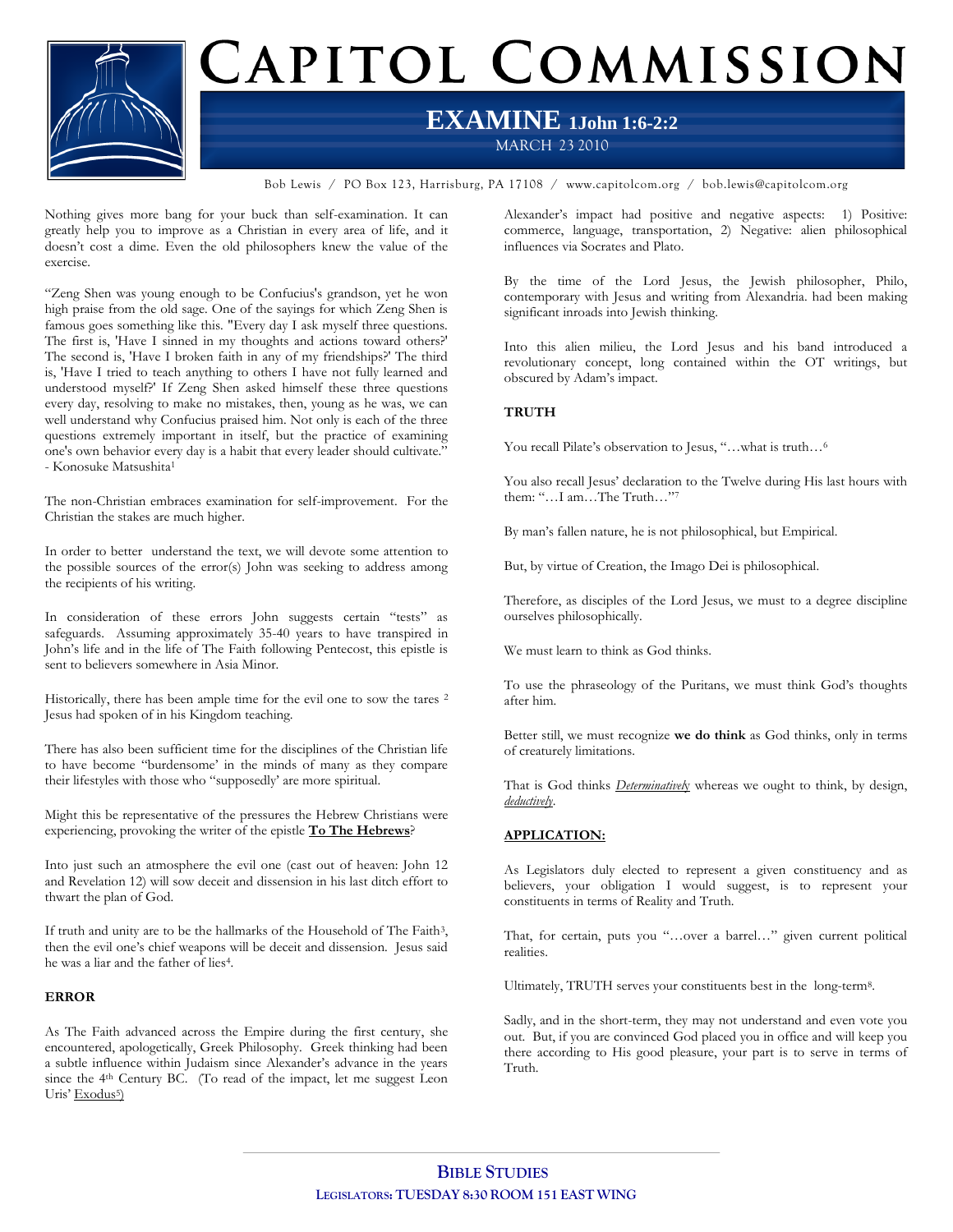# CAPITOL COMMISSION

## EXAMINE 1John 1:6-2:2

MARCH 23 2010

Bob Lewis / PO Box 123, Harrisburg, PA 17108 / www.capitolcom.org / bob.lewis@capitolcom.org

Nothing gives more bang for your buck than self-examination. It can greatly help you to improve as a Christian in every area of life, and it doesn't cost a dime. Even the old philosophers knew the value of the exercise.

"Zeng Shen was young enough to be Confucius's grandson, yet he won high praise from the old sage. One of the sayings for which Zeng Shen is famous goes something like this. "Every day I ask myself three questions. The first is, 'Have I sinned in my thoughts and actions toward others?' The second is, 'Have I broken faith in any of my friendships?' The third is, 'Have I tried to teach anything to others I have not fully learned and understood myself?' If Zeng Shen asked himself these three questions every day, resolving to make no mistakes, then, young as he was, we can well understand why Confucius praised him. Not only is each of the three questions extremely important in itself, but the practice of examining one's own behavior every day is a habit that every leader should cultivate." - Konosuke Matsushita[1]

The non-Christian embraces examination for self-improvement. For the Christian the stakes are much higher.

In order to better understand the text, we will devote some attention to the possible sources of the error(s) John was seeking to address among the recipients of his writing.

In consideration of these errors John suggests certain "tests" as safeguards. Assuming approximately 35-40 years to have transpired in John's life and in the life of The Faith following Pentecost, this epistle is sent to believers somewhere in Asia Minor.

Historically, there has been ample time for the evil one to sow the tares [2] Jesus had spoken of in his Kingdom teaching.

There has also been sufficient time for the disciplines of the Christian life to have become "burdensome' in the minds of many as they compare their lifestyles with those who "supposedly' are more spiritual.

Might this be representative of the pressures the Hebrew Christians were experiencing, provoking the writer of the epistle **To The Hebrews**?

Into just such an atmosphere the evil one (cast out of heaven: John 12 and Revelation 12) will sow deceit and dissension in his last ditch effort to thwart the plan of God.

If truth and unity are to be the hallmarks of the Household of The Faith[3], then the evil one's chief weapons will be deceit and dissension. Jesus said he was a liar and the father of lies[4].

### ERROR

As The Faith advanced across the Empire during the first century, she encountered, apologetically, Greek Philosophy. Greek thinking had been a subtle influence within Judaism since Alexander's advance in the years since the 4th Century BC. (To read of the impact, let me suggest Leon Uris' Exodus[5])

Alexander's impact had positive and negative aspects: 1) Positive: commerce, language, transportation, 2) Negative: alien philosophical influences via Socrates and Plato.

By the time of the Lord Jesus, the Jewish philosopher, Philo, contemporary with Jesus and writing from Alexandria. had been making significant inroads into Jewish thinking.

Into this alien milieu, the Lord Jesus and his band introduced a revolutionary concept, long contained within the OT writings, but obscured by Adam's impact.

### TRUTH

You recall Pilate's observation to Jesus, "…what is truth…[6]

You also recall Jesus' declaration to the Twelve during His last hours with them: "…I am…The Truth…"[7]

By man's fallen nature, he is not philosophical, but Empirical.

But, by virtue of Creation, the Imago Dei is philosophical.

Therefore, as disciples of the Lord Jesus, we must to a degree discipline ourselves philosophically.

We must learn to think as God thinks.

To use the phraseology of the Puritans, we must think God's thoughts after him.

Better still, we must recognize **we do think** as God thinks, only in terms of creaturely limitations.

That is God thinks ***Determinatively*** whereas we ought to think, by design, ***deductively***.

### APPLICATION:

As Legislators duly elected to represent a given constituency and as believers, your obligation I would suggest, is to represent your constituents in terms of Reality and Truth.

That, for certain, puts you "…over a barrel…" given current political realities.

Ultimately, TRUTH serves your constituents best in the long-term[8].

Sadly, and in the short-term, they may not understand and even vote you out. But, if you are convinced God placed you in office and will keep you there according to His good pleasure, your part is to serve in terms of Truth.

**BIBLE STUDIES**

**LEGISLATORS: TUESDAY 8:30 ROOM 151 EAST WING**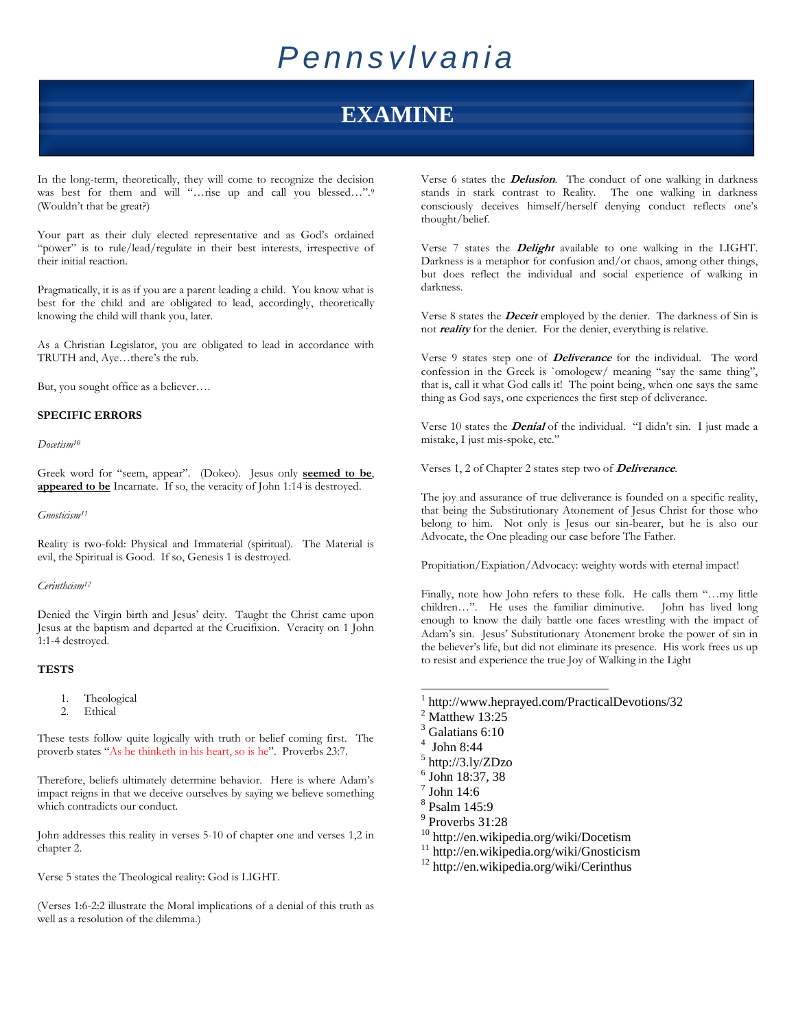# Pennsylvania

## EXAMINE

In the long-term, theoretically, they will come to recognize the decision was best for them and will "…rise up and call you blessed…".[9] (Wouldn't that be great?)

Your part as their duly elected representative and as God's ordained "power" is to rule/lead/regulate in their best interests, irrespective of their initial reaction.

Pragmatically, it is as if you are a parent leading a child. You know what is best for the child and are obligated to lead, accordingly, theoretically knowing the child will thank you, later.

As a Christian Legislator, you are obligated to lead in accordance with TRUTH and, Aye…there's the rub.

But, you sought office as a believer….

**SPECIFIC ERRORS**

*Docetism*[10]

Greek word for "seem, appear". (Dokeo). Jesus only **seemed to be**, **appeared to be** Incarnate. If so, the veracity of John 1:14 is destroyed.

*Gnosticism*[11]

Reality is two-fold: Physical and Immaterial (spiritual). The Material is evil, the Spiritual is Good. If so, Genesis 1 is destroyed.

*Cerinthcism*[12]

Denied the Virgin birth and Jesus' deity. Taught the Christ came upon Jesus at the baptism and departed at the Crucifixion. Veracity on 1 John 1:1-4 destroyed.

**TESTS**

1. Theological
2. Ethical

These tests follow quite logically with truth or belief coming first. The proverb states "As he thinketh in his heart, so is he". Proverbs 23:7.

Therefore, beliefs ultimately determine behavior. Here is where Adam's impact reigns in that we deceive ourselves by saying we believe something which contradicts our conduct.

John addresses this reality in verses 5-10 of chapter one and verses 1,2 in chapter 2.

Verse 5 states the Theological reality: God is LIGHT.

(Verses 1:6-2:2 illustrate the Moral implications of a denial of this truth as well as a resolution of the dilemma.)

Verse 6 states the ***Delusion***. The conduct of one walking in darkness stands in stark contrast to Reality. The one walking in darkness consciously deceives himself/herself denying conduct reflects one's thought/belief.

Verse 7 states the ***Delight*** available to one walking in the LIGHT. Darkness is a metaphor for confusion and/or chaos, among other things, but does reflect the individual and social experience of walking in darkness.

Verse 8 states the ***Deceit*** employed by the denier. The darkness of Sin is not ***reality*** for the denier. For the denier, everything is relative.

Verse 9 states step one of ***Deliverance*** for the individual. The word confession in the Greek is `omologew/ meaning "say the same thing", that is, call it what God calls it! The point being, when one says the same thing as God says, one experiences the first step of deliverance.

Verse 10 states the ***Denial*** of the individual. "I didn't sin. I just made a mistake, I just mis-spoke, etc."

Verses 1, 2 of Chapter 2 states step two of ***Deliverance***.

The joy and assurance of true deliverance is founded on a specific reality, that being the Substitutionary Atonement of Jesus Christ for those who belong to him. Not only is Jesus our sin-bearer, but he is also our Advocate, the One pleading our case before The Father.

Propitiation/Expiation/Advocacy: weighty words with eternal impact!

Finally, note how John refers to these folk. He calls them "…my little children…". He uses the familiar diminutive. John has lived long enough to know the daily battle one faces wrestling with the impact of Adam's sin. Jesus' Substitutionary Atonement broke the power of sin in the believer's life, but did not eliminate its presence. His work frees us up to resist and experience the true Joy of Walking in the Light

---

[1] http://www.heprayed.com/PracticalDevotions/32
[2] Matthew 13:25
[3] Galatians 6:10
[4] John 8:44
[5] http://3.ly/ZDzo
[6] John 18:37, 38
[7] John 14:6
[8] Psalm 145:9
[9] Proverbs 31:28
[10] http://en.wikipedia.org/wiki/Docetism
[11] http://en.wikipedia.org/wiki/Gnosticism
[12] http://en.wikipedia.org/wiki/Cerinthus